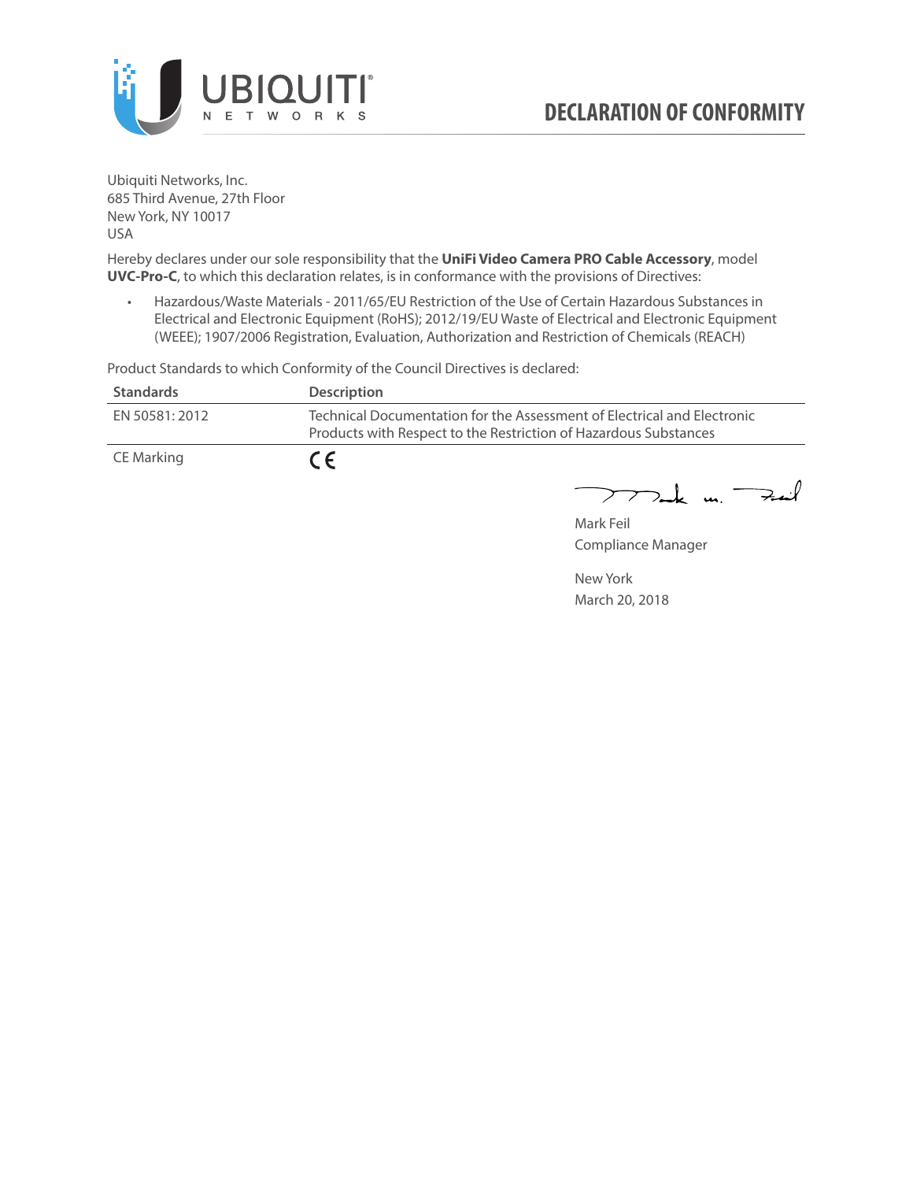# DECLARATION OF CONFORMITY

Ubiquiti Networks, Inc.
685 Third Avenue, 27th Floor
New York, NY 10017
USA

Hereby declares under our sole responsibility that the **UniFi Video Camera PRO Cable Accessory**, model **UVC-Pro-C**, to which this declaration relates, is in conformance with the provisions of Directives:

- Hazardous/Waste Materials - 2011/65/EU Restriction of the Use of Certain Hazardous Substances in Electrical and Electronic Equipment (RoHS); 2012/19/EU Waste of Electrical and Electronic Equipment (WEEE); 1907/2006 Registration, Evaluation, Authorization and Restriction of Chemicals (REACH)

Product Standards to which Conformity of the Council Directives is declared:

| Standards | Description |
|---|---|
| EN 50581: 2012 | Technical Documentation for the Assessment of Electrical and Electronic Products with Respect to the Restriction of Hazardous Substances |
| CE Marking | CE |

Mark Feil
Compliance Manager

New York
March 20, 2018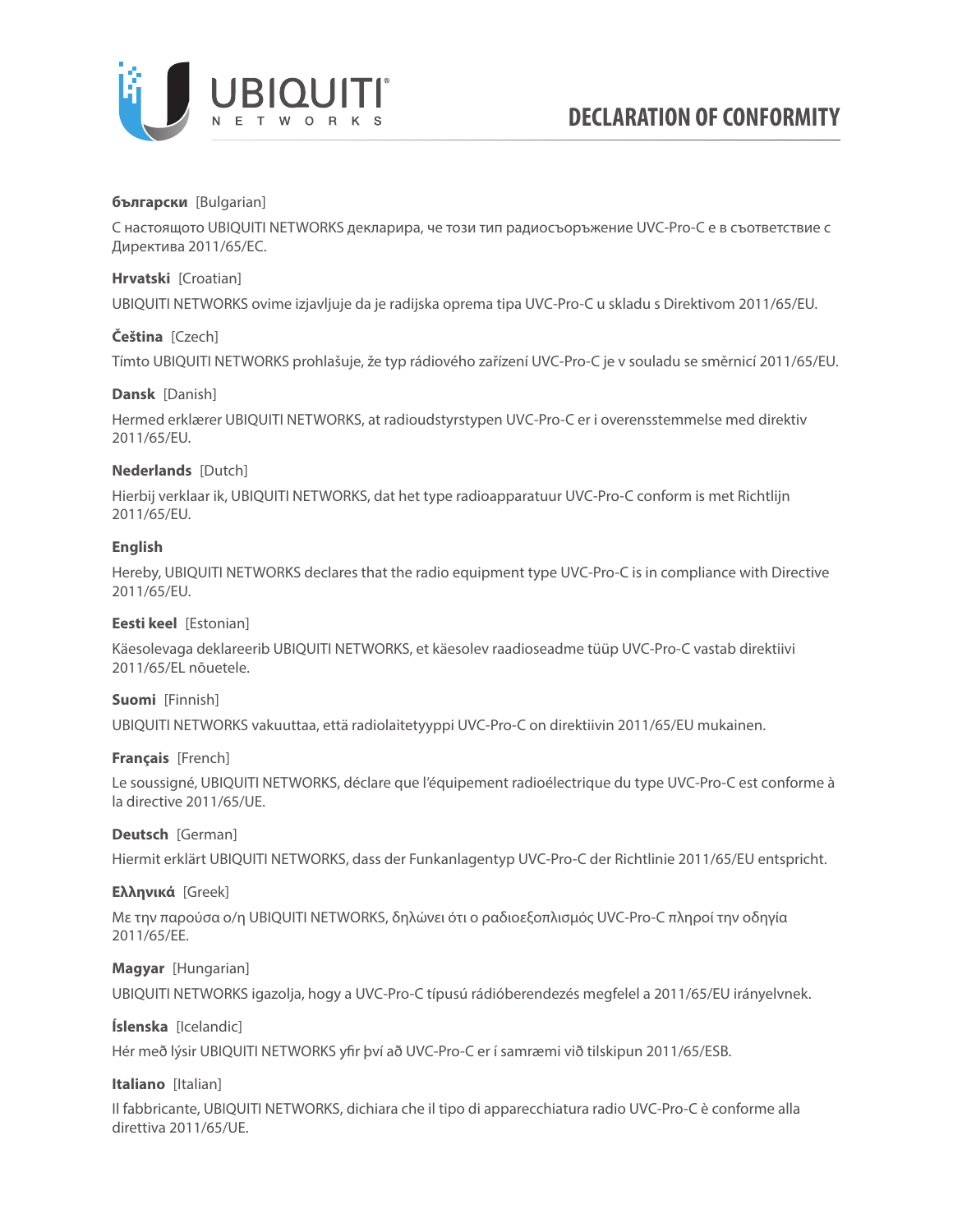# DECLARATION OF CONFORMITY

**български** [Bulgarian]

С настоящото UBIQUITI NETWORKS декларира, че този тип радиосъоръжение UVC-Pro-C е в съответствие с Директива 2011/65/ЕС.

**Hrvatski** [Croatian]

UBIQUITI NETWORKS ovime izjavljuje da je radijska oprema tipa UVC-Pro-C u skladu s Direktivom 2011/65/EU.

**Čeština** [Czech]

Tímto UBIQUITI NETWORKS prohlašuje, že typ rádiového zařízení UVC-Pro-C je v souladu se směrnicí 2011/65/EU.

**Dansk** [Danish]

Hermed erklærer UBIQUITI NETWORKS, at radioudstyrstypen UVC-Pro-C er i overensstemmelse med direktiv 2011/65/EU.

**Nederlands** [Dutch]

Hierbij verklaar ik, UBIQUITI NETWORKS, dat het type radioapparatuur UVC-Pro-C conform is met Richtlijn 2011/65/EU.

**English**

Hereby, UBIQUITI NETWORKS declares that the radio equipment type UVC-Pro-C is in compliance with Directive 2011/65/EU.

**Eesti keel** [Estonian]

Käesolevaga deklareerib UBIQUITI NETWORKS, et käesolev raadioseadme tüüp UVC-Pro-C vastab direktiivi 2011/65/EL nõuetele.

**Suomi** [Finnish]

UBIQUITI NETWORKS vakuuttaa, että radiolaitetyyppi UVC-Pro-C on direktiivin 2011/65/EU mukainen.

**Français** [French]

Le soussigné, UBIQUITI NETWORKS, déclare que l'équipement radioélectrique du type UVC-Pro-C est conforme à la directive 2011/65/UE.

**Deutsch** [German]

Hiermit erklärt UBIQUITI NETWORKS, dass der Funkanlagentyp UVC-Pro-C der Richtlinie 2011/65/EU entspricht.

**Ελληνικά** [Greek]

Με την παρούσα ο/η UBIQUITI NETWORKS, δηλώνει ότι ο ραδιοεξοπλισμός UVC-Pro-C πληροί την οδηγία 2011/65/ΕΕ.

**Magyar** [Hungarian]

UBIQUITI NETWORKS igazolja, hogy a UVC-Pro-C típusú rádióberendezés megfelel a 2011/65/EU irányelvnek.

**Íslenska** [Icelandic]

Hér með lýsir UBIQUITI NETWORKS yfir því að UVC-Pro-C er í samræmi við tilskipun 2011/65/ESB.

**Italiano** [Italian]

Il fabbricante, UBIQUITI NETWORKS, dichiara che il tipo di apparecchiatura radio UVC-Pro-C è conforme alla direttiva 2011/65/UE.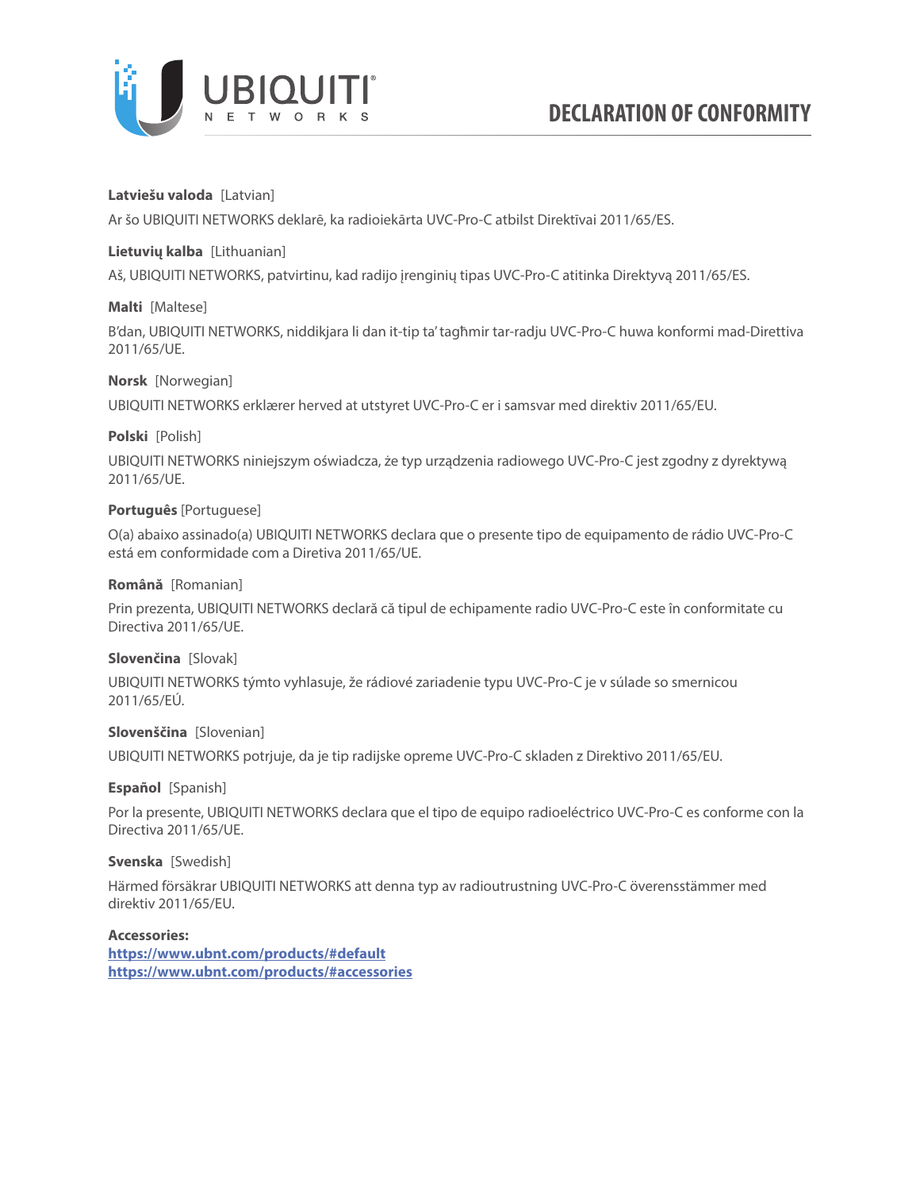**Latviešu valoda** [Latvian]

Ar šo UBIQUITI NETWORKS deklarē, ka radioiekārta UVC-Pro-C atbilst Direktīvai 2011/65/ES.

**Lietuvių kalba** [Lithuanian]

Aš, UBIQUITI NETWORKS, patvirtinu, kad radijo įrenginių tipas UVC-Pro-C atitinka Direktyvą 2011/65/ES.

**Malti** [Maltese]

B'dan, UBIQUITI NETWORKS, niddikjara li dan it-tip ta' tagħmir tar-radju UVC-Pro-C huwa konformi mad-Direttiva 2011/65/UE.

**Norsk** [Norwegian]

UBIQUITI NETWORKS erklærer herved at utstyret UVC-Pro-C er i samsvar med direktiv 2011/65/EU.

**Polski** [Polish]

UBIQUITI NETWORKS niniejszym oświadcza, że typ urządzenia radiowego UVC-Pro-C jest zgodny z dyrektywą 2011/65/UE.

**Português** [Portuguese]

O(a) abaixo assinado(a) UBIQUITI NETWORKS declara que o presente tipo de equipamento de rádio UVC-Pro-C está em conformidade com a Diretiva 2011/65/UE.

**Română** [Romanian]

Prin prezenta, UBIQUITI NETWORKS declară că tipul de echipamente radio UVC-Pro-C este în conformitate cu Directiva 2011/65/UE.

**Slovenčina** [Slovak]

UBIQUITI NETWORKS týmto vyhlasuje, že rádiové zariadenie typu UVC-Pro-C je v súlade so smernicou 2011/65/EÚ.

**Slovenščina** [Slovenian]

UBIQUITI NETWORKS potrjuje, da je tip radijske opreme UVC-Pro-C skladen z Direktivo 2011/65/EU.

**Español** [Spanish]

Por la presente, UBIQUITI NETWORKS declara que el tipo de equipo radioeléctrico UVC-Pro-C es conforme con la Directiva 2011/65/UE.

**Svenska** [Swedish]

Härmed försäkrar UBIQUITI NETWORKS att denna typ av radioutrustning UVC-Pro-C överensstämmer med direktiv 2011/65/EU.

**Accessories:**
**https://www.ubnt.com/products/#default**
**https://www.ubnt.com/products/#accessories**